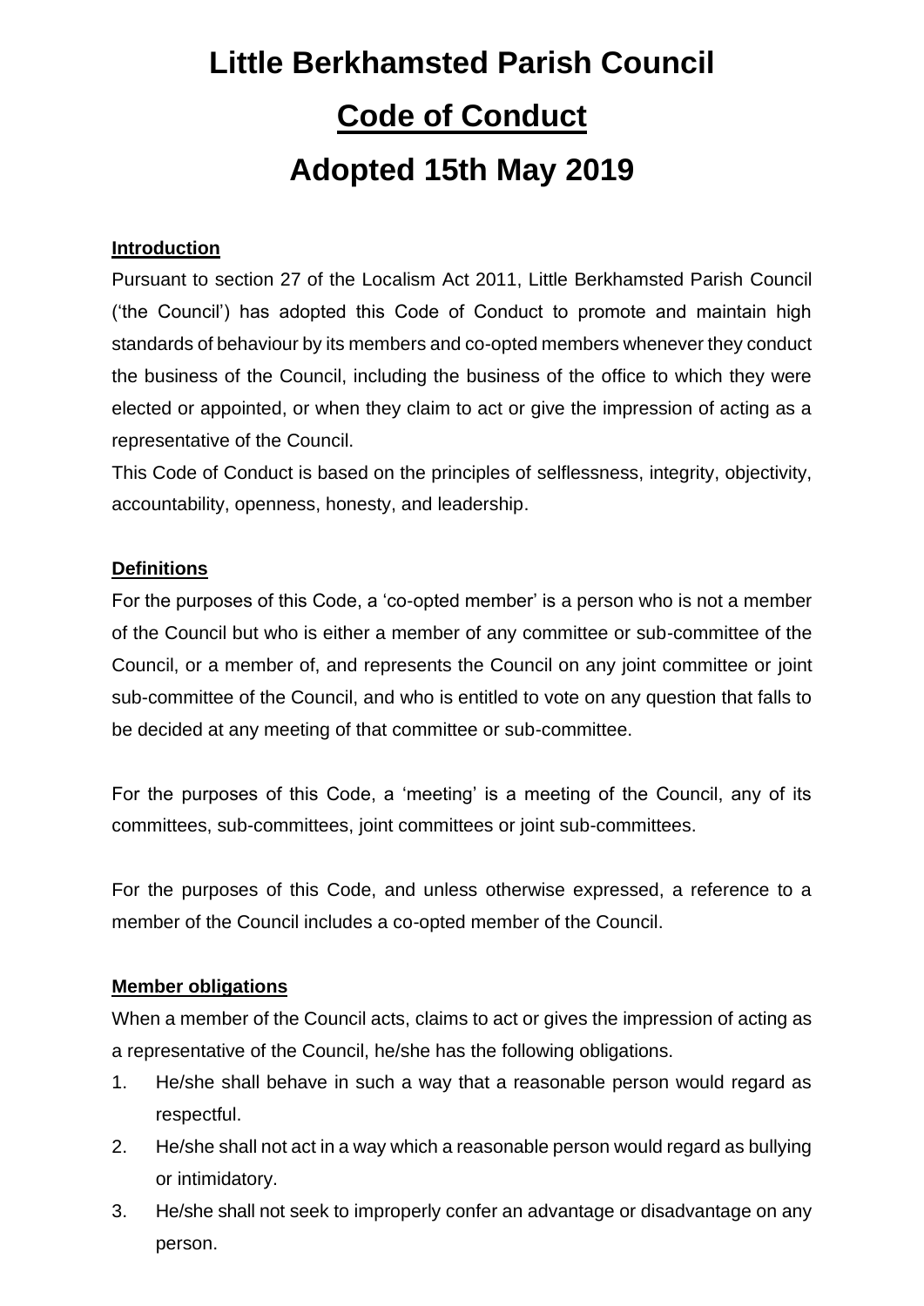# Little Berkhamsted Parish Council

# Code of Conduct

# Adopted 15th May 2019

**Introduction**

Pursuant to section 27 of the Localism Act 2011, Little Berkhamsted Parish Council ('the Council') has adopted this Code of Conduct to promote and maintain high standards of behaviour by its members and co-opted members whenever they conduct the business of the Council, including the business of the office to which they were elected or appointed, or when they claim to act or give the impression of acting as a representative of the Council.

This Code of Conduct is based on the principles of selflessness, integrity, objectivity, accountability, openness, honesty, and leadership.

**Definitions**

For the purposes of this Code, a 'co-opted member' is a person who is not a member of the Council but who is either a member of any committee or sub-committee of the Council, or a member of, and represents the Council on any joint committee or joint sub-committee of the Council, and who is entitled to vote on any question that falls to be decided at any meeting of that committee or sub-committee.

For the purposes of this Code, a 'meeting' is a meeting of the Council, any of its committees, sub-committees, joint committees or joint sub-committees.

For the purposes of this Code, and unless otherwise expressed, a reference to a member of the Council includes a co-opted member of the Council.

**Member obligations**

When a member of the Council acts, claims to act or gives the impression of acting as a representative of the Council, he/she has the following obligations.

1. He/she shall behave in such a way that a reasonable person would regard as respectful.
2. He/she shall not act in a way which a reasonable person would regard as bullying or intimidatory.
3. He/she shall not seek to improperly confer an advantage or disadvantage on any person.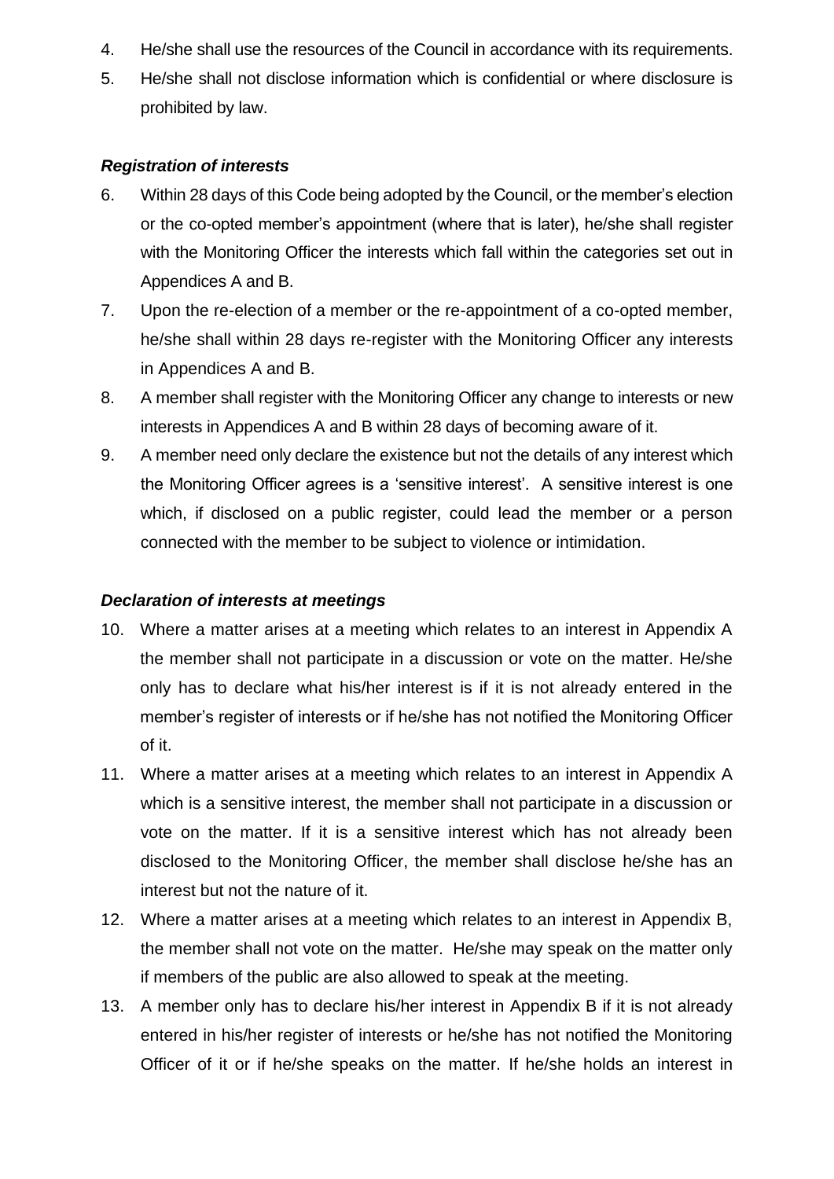4. He/she shall use the resources of the Council in accordance with its requirements.
5. He/she shall not disclose information which is confidential or where disclosure is prohibited by law.

***Registration of interests***

6. Within 28 days of this Code being adopted by the Council, or the member's election or the co-opted member's appointment (where that is later), he/she shall register with the Monitoring Officer the interests which fall within the categories set out in Appendices A and B.
7. Upon the re-election of a member or the re-appointment of a co-opted member, he/she shall within 28 days re-register with the Monitoring Officer any interests in Appendices A and B.
8. A member shall register with the Monitoring Officer any change to interests or new interests in Appendices A and B within 28 days of becoming aware of it.
9. A member need only declare the existence but not the details of any interest which the Monitoring Officer agrees is a 'sensitive interest'. A sensitive interest is one which, if disclosed on a public register, could lead the member or a person connected with the member to be subject to violence or intimidation.

***Declaration of interests at meetings***

10. Where a matter arises at a meeting which relates to an interest in Appendix A the member shall not participate in a discussion or vote on the matter. He/she only has to declare what his/her interest is if it is not already entered in the member's register of interests or if he/she has not notified the Monitoring Officer of it.
11. Where a matter arises at a meeting which relates to an interest in Appendix A which is a sensitive interest, the member shall not participate in a discussion or vote on the matter. If it is a sensitive interest which has not already been disclosed to the Monitoring Officer, the member shall disclose he/she has an interest but not the nature of it.
12. Where a matter arises at a meeting which relates to an interest in Appendix B, the member shall not vote on the matter. He/she may speak on the matter only if members of the public are also allowed to speak at the meeting.
13. A member only has to declare his/her interest in Appendix B if it is not already entered in his/her register of interests or he/she has not notified the Monitoring Officer of it or if he/she speaks on the matter. If he/she holds an interest in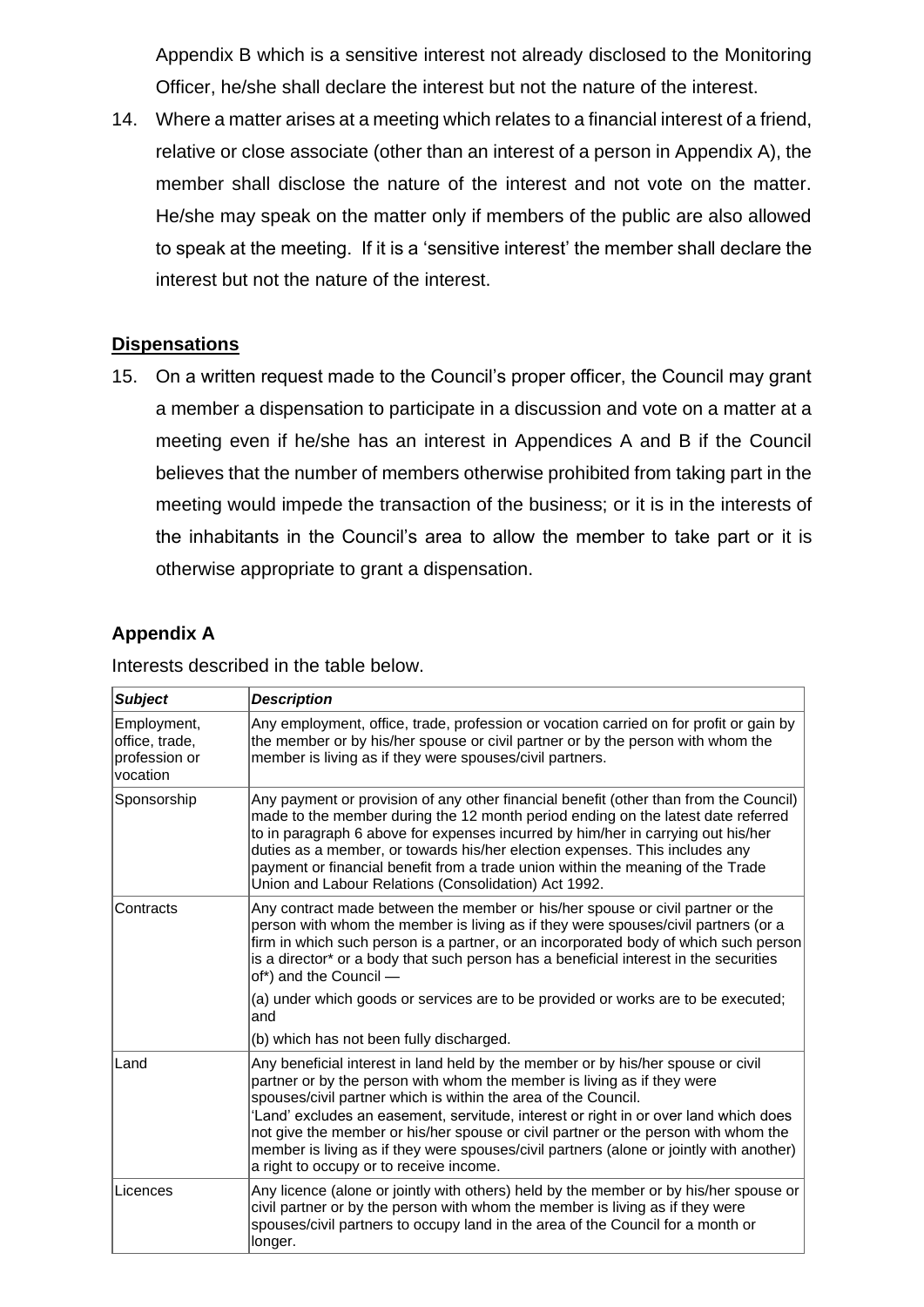Appendix B which is a sensitive interest not already disclosed to the Monitoring Officer, he/she shall declare the interest but not the nature of the interest.

14. Where a matter arises at a meeting which relates to a financial interest of a friend, relative or close associate (other than an interest of a person in Appendix A), the member shall disclose the nature of the interest and not vote on the matter. He/she may speak on the matter only if members of the public are also allowed to speak at the meeting. If it is a 'sensitive interest' the member shall declare the interest but not the nature of the interest.

**Dispensations**

15. On a written request made to the Council's proper officer, the Council may grant a member a dispensation to participate in a discussion and vote on a matter at a meeting even if he/she has an interest in Appendices A and B if the Council believes that the number of members otherwise prohibited from taking part in the meeting would impede the transaction of the business; or it is in the interests of the inhabitants in the Council's area to allow the member to take part or it is otherwise appropriate to grant a dispensation.

## Appendix A

Interests described in the table below.

| *Subject* | *Description* |
|---|---|
| Employment, office, trade, profession or vocation | Any employment, office, trade, profession or vocation carried on for profit or gain by the member or by his/her spouse or civil partner or by the person with whom the member is living as if they were spouses/civil partners. |
| Sponsorship | Any payment or provision of any other financial benefit (other than from the Council) made to the member during the 12 month period ending on the latest date referred to in paragraph 6 above for expenses incurred by him/her in carrying out his/her duties as a member, or towards his/her election expenses. This includes any payment or financial benefit from a trade union within the meaning of the Trade Union and Labour Relations (Consolidation) Act 1992. |
| Contracts | Any contract made between the member or his/her spouse or civil partner or the person with whom the member is living as if they were spouses/civil partners (or a firm in which such person is a partner, or an incorporated body of which such person is a director* or a body that such person has a beneficial interest in the securities of*) and the Council — (a) under which goods or services are to be provided or works are to be executed; and (b) which has not been fully discharged. |
| Land | Any beneficial interest in land held by the member or by his/her spouse or civil partner or by the person with whom the member is living as if they were spouses/civil partner which is within the area of the Council. 'Land' excludes an easement, servitude, interest or right in or over land which does not give the member or his/her spouse or civil partner or the person with whom the member is living as if they were spouses/civil partners (alone or jointly with another) a right to occupy or to receive income. |
| Licences | Any licence (alone or jointly with others) held by the member or by his/her spouse or civil partner or by the person with whom the member is living as if they were spouses/civil partners to occupy land in the area of the Council for a month or longer. |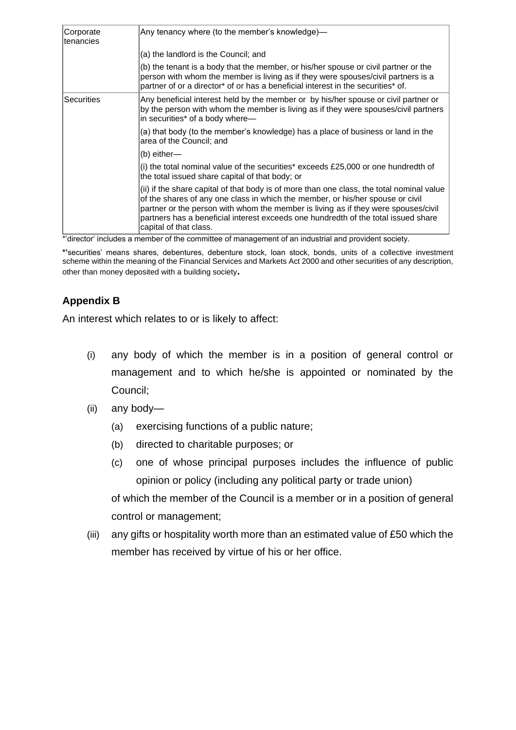| | |
|---|---|
| Corporate tenancies | Any tenancy where (to the member's knowledge)—<br>(a) the landlord is the Council; and<br>(b) the tenant is a body that the member, or his/her spouse or civil partner or the person with whom the member is living as if they were spouses/civil partners is a partner of or a director* of or has a beneficial interest in the securities* of. |
| Securities | Any beneficial interest held by the member or by his/her spouse or civil partner or by the person with whom the member is living as if they were spouses/civil partners in securities* of a body where—<br>(a) that body (to the member's knowledge) has a place of business or land in the area of the Council; and<br>(b) either—<br>(i) the total nominal value of the securities* exceeds £25,000 or one hundredth of the total issued share capital of that body; or<br>(ii) if the share capital of that body is of more than one class, the total nominal value of the shares of any one class in which the member, or his/her spouse or civil partner or the person with whom the member is living as if they were spouses/civil partners has a beneficial interest exceeds one hundredth of the total issued share capital of that class. |

*'director' includes a member of the committee of management of an industrial and provident society.

*'securities' means shares, debentures, debenture stock, loan stock, bonds, units of a collective investment scheme within the meaning of the Financial Services and Markets Act 2000 and other securities of any description, other than money deposited with a building society.

## Appendix B

An interest which relates to or is likely to affect:

(i) any body of which the member is in a position of general control or management and to which he/she is appointed or nominated by the Council;

(ii) any body—

   (a) exercising functions of a public nature;

   (b) directed to charitable purposes; or

   (c) one of whose principal purposes includes the influence of public opinion or policy (including any political party or trade union)

   of which the member of the Council is a member or in a position of general control or management;

(iii) any gifts or hospitality worth more than an estimated value of £50 which the member has received by virtue of his or her office.